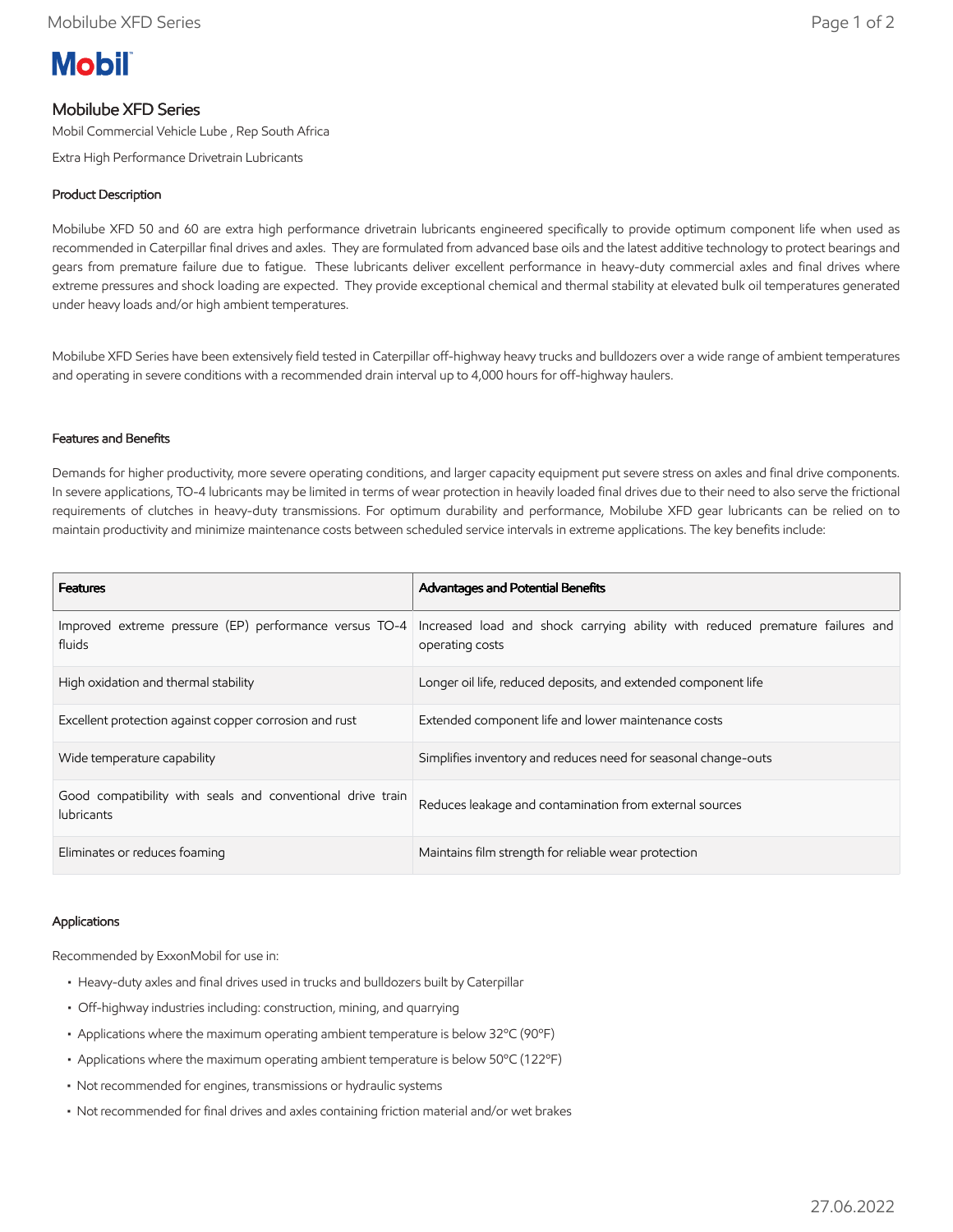# Mobilube XFD Series

Mobil Commercial Vehicle Lube , Rep South Africa

Extra High Performance Drivetrain Lubricants

## Product Description

Mobilube XFD 50 and 60 are extra high performance drivetrain lubricants engineered specifically to provide optimum component life when used as recommended in Caterpillar final drives and axles. They are formulated from advanced base oils and the latest additive technology to protect bearings and gears from premature failure due to fatigue. These lubricants deliver excellent performance in heavy-duty commercial axles and final drives where extreme pressures and shock loading are expected. They provide exceptional chemical and thermal stability at elevated bulk oil temperatures generated under heavy loads and/or high ambient temperatures.

Mobilube XFD Series have been extensively field tested in Caterpillar off-highway heavy trucks and bulldozers over a wide range of ambient temperatures and operating in severe conditions with a recommended drain interval up to 4,000 hours for off-highway haulers.

## Features and Benefits

Demands for higher productivity, more severe operating conditions, and larger capacity equipment put severe stress on axles and final drive components. In severe applications, TO-4 lubricants may be limited in terms of wear protection in heavily loaded final drives due to their need to also serve the frictional requirements of clutches in heavy-duty transmissions. For optimum durability and performance, Mobilube XFD gear lubricants can be relied on to maintain productivity and minimize maintenance costs between scheduled service intervals in extreme applications. The key benefits include:

| Features | Advantages and Potential Benefits |
| --- | --- |
| Improved extreme pressure (EP) performance versus TO-4 fluids | Increased load and shock carrying ability with reduced premature failures and operating costs |
| High oxidation and thermal stability | Longer oil life, reduced deposits, and extended component life |
| Excellent protection against copper corrosion and rust | Extended component life and lower maintenance costs |
| Wide temperature capability | Simplifies inventory and reduces need for seasonal change-outs |
| Good compatibility with seals and conventional drive train lubricants | Reduces leakage and contamination from external sources |
| Eliminates or reduces foaming | Maintains film strength for reliable wear protection |

## Applications

Recommended by ExxonMobil for use in:

- Heavy-duty axles and final drives used in trucks and bulldozers built by Caterpillar
- Off-highway industries including: construction, mining, and quarrying
- Applications where the maximum operating ambient temperature is below 32°C (90°F)
- Applications where the maximum operating ambient temperature is below 50°C (122°F)
- Not recommended for engines, transmissions or hydraulic systems
- Not recommended for final drives and axles containing friction material and/or wet brakes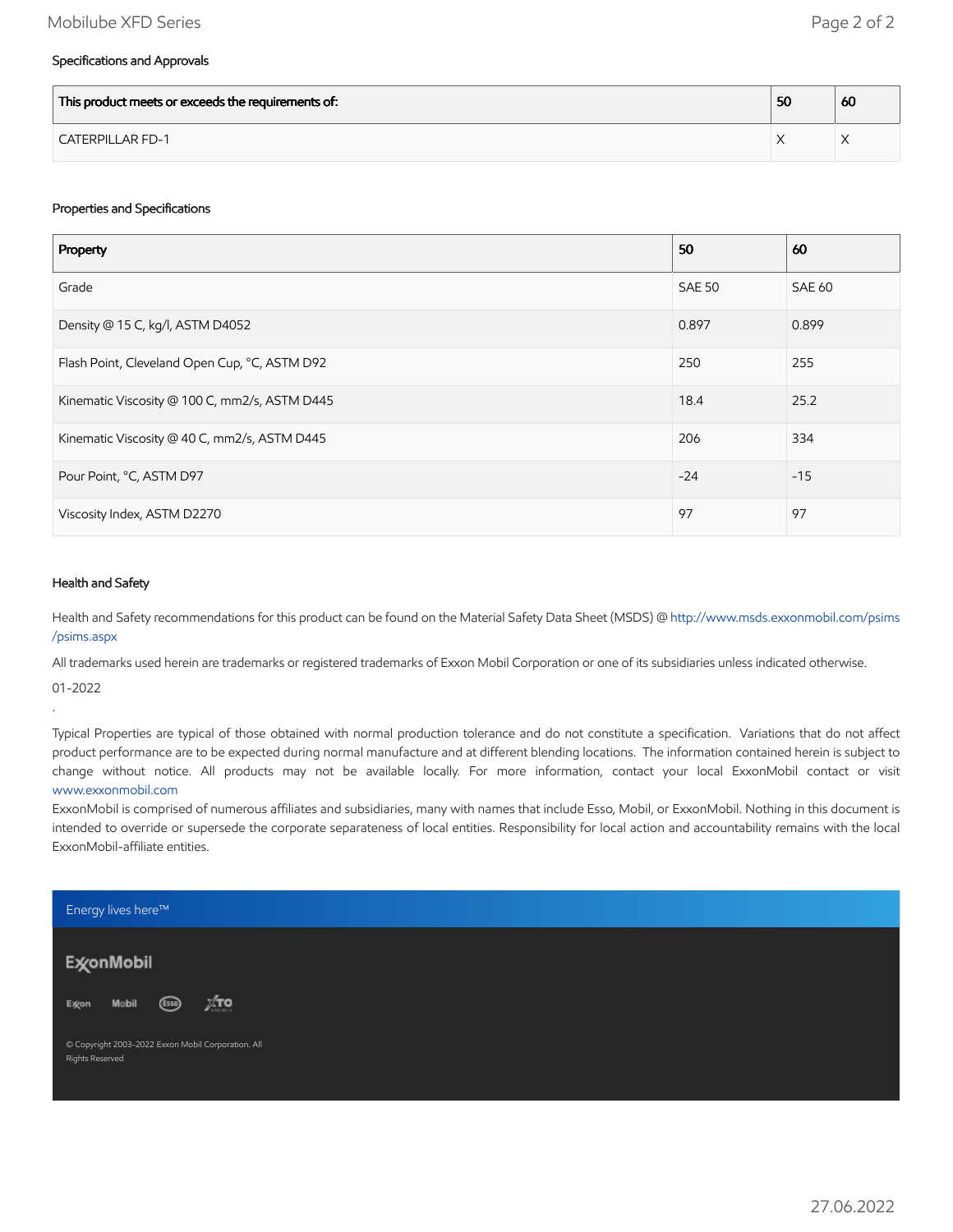### Specifications and Approvals

| This product meets or exceeds the requirements of: | 50 | 60 |
|---|---|---|
| CATERPILLAR FD-1 | X | X |

### Properties and Specifications

| Property | 50 | 60 |
|---|---|---|
| Grade | SAE 50 | SAE 60 |
| Density @ 15 C, kg/l, ASTM D4052 | 0.897 | 0.899 |
| Flash Point, Cleveland Open Cup, °C, ASTM D92 | 250 | 255 |
| Kinematic Viscosity @ 100 C, mm2/s, ASTM D445 | 18.4 | 25.2 |
| Kinematic Viscosity @ 40 C, mm2/s, ASTM D445 | 206 | 334 |
| Pour Point, °C, ASTM D97 | -24 | -15 |
| Viscosity Index, ASTM D2270 | 97 | 97 |

### Health and Safety

Health and Safety recommendations for this product can be found on the Material Safety Data Sheet (MSDS) @ http://www.msds.exxonmobil.com/psims/psims.aspx

All trademarks used herein are trademarks or registered trademarks of Exxon Mobil Corporation or one of its subsidiaries unless indicated otherwise.

01-2022

.

Typical Properties are typical of those obtained with normal production tolerance and do not constitute a specification. Variations that do not affect product performance are to be expected during normal manufacture and at different blending locations. The information contained herein is subject to change without notice. All products may not be available locally. For more information, contact your local ExxonMobil contact or visit www.exxonmobil.com

ExxonMobil is comprised of numerous affiliates and subsidiaries, many with names that include Esso, Mobil, or ExxonMobil. Nothing in this document is intended to override or supersede the corporate separateness of local entities. Responsibility for local action and accountability remains with the local ExxonMobil-affiliate entities.

Energy lives here™

ExxonMobil

Exxon Mobil Esso XTO

© Copyright 2003-2022 Exxon Mobil Corporation. All Rights Reserved

27.06.2022